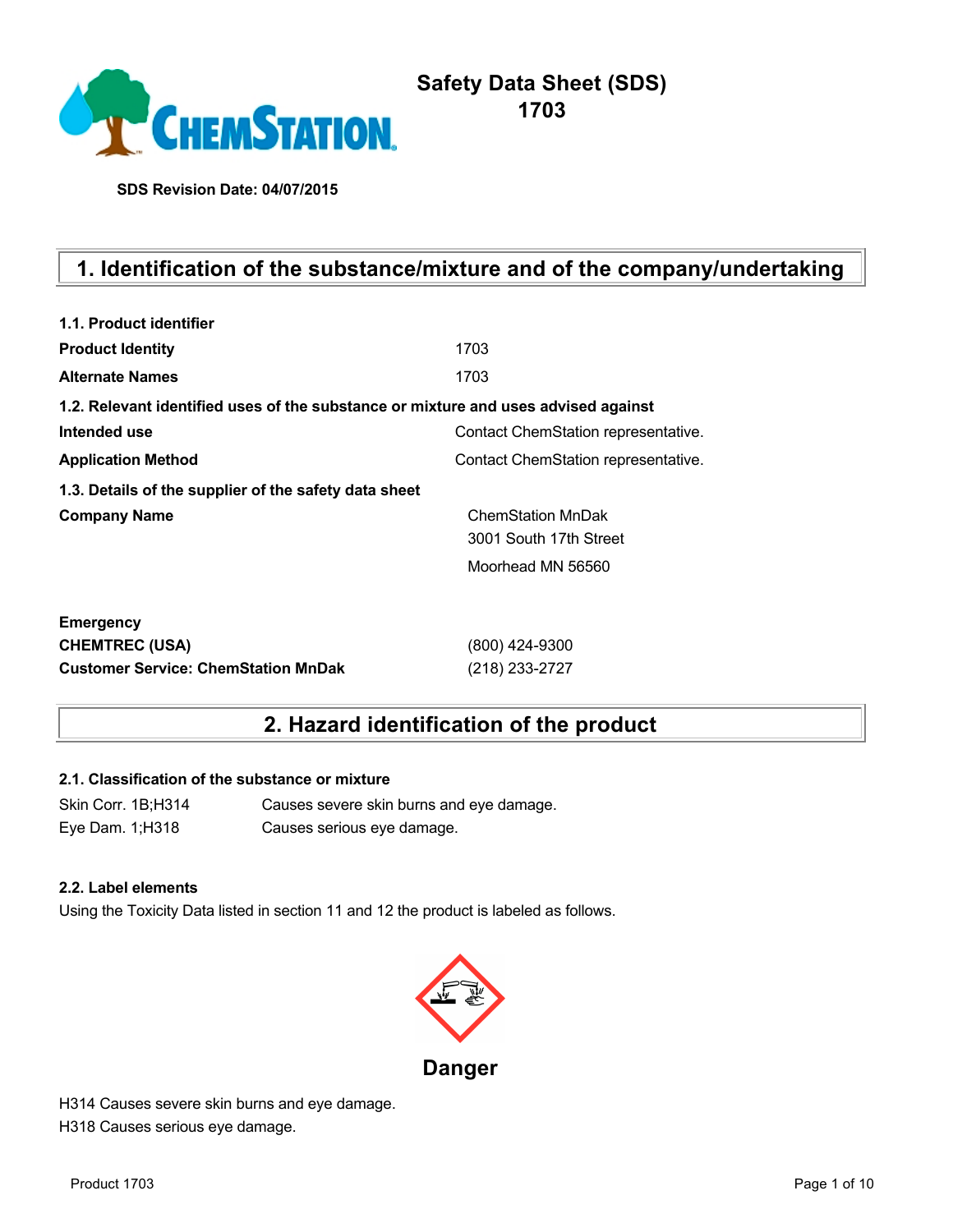# Safety Data Sheet (SDS)
# 1703

**SDS Revision Date: 04/07/2015**

## 1. Identification of the substance/mixture and of the company/undertaking

**1.1. Product identifier**

| | |
|---|---|
| **Product Identity** | 1703 |
| **Alternate Names** | 1703 |

**1.2. Relevant identified uses of the substance or mixture and uses advised against**

| | |
|---|---|
| **Intended use** | Contact ChemStation representative. |
| **Application Method** | Contact ChemStation representative. |

**1.3. Details of the supplier of the safety data sheet**

**Company Name**

ChemStation MnDak
3001 South 17th Street
Moorhead MN 56560

**Emergency**

| | |
|---|---|
| **CHEMTREC (USA)** | (800) 424-9300 |
| **Customer Service: ChemStation MnDak** | (218) 233-2727 |

## 2. Hazard identification of the product

**2.1. Classification of the substance or mixture**

| | |
|---|---|
| Skin Corr. 1B;H314 | Causes severe skin burns and eye damage. |
| Eye Dam. 1;H318 | Causes serious eye damage. |

**2.2. Label elements**

Using the Toxicity Data listed in section 11 and 12 the product is labeled as follows.

**Danger**

H314 Causes severe skin burns and eye damage.
H318 Causes serious eye damage.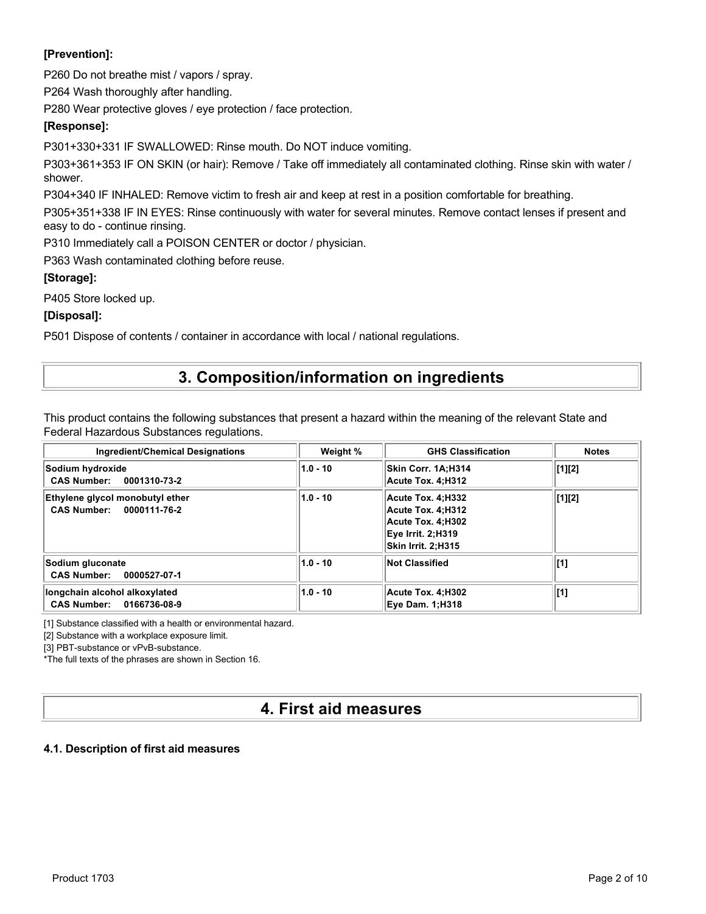**[Prevention]:**

P260 Do not breathe mist / vapors / spray.

P264 Wash thoroughly after handling.

P280 Wear protective gloves / eye protection / face protection.

**[Response]:**

P301+330+331 IF SWALLOWED: Rinse mouth. Do NOT induce vomiting.

P303+361+353 IF ON SKIN (or hair): Remove / Take off immediately all contaminated clothing. Rinse skin with water / shower.

P304+340 IF INHALED: Remove victim to fresh air and keep at rest in a position comfortable for breathing.

P305+351+338 IF IN EYES: Rinse continuously with water for several minutes. Remove contact lenses if present and easy to do - continue rinsing.

P310 Immediately call a POISON CENTER or doctor / physician.

P363 Wash contaminated clothing before reuse.

**[Storage]:**

P405 Store locked up.

**[Disposal]:**

P501 Dispose of contents / container in accordance with local / national regulations.

# 3. Composition/information on ingredients

This product contains the following substances that present a hazard within the meaning of the relevant State and Federal Hazardous Substances regulations.

| Ingredient/Chemical Designations | Weight % | GHS Classification | Notes |
|---|---|---|---|
| **Sodium hydroxide**<br>**CAS Number: 0001310-73-2** | 1.0 - 10 | Skin Corr. 1A;H314<br>Acute Tox. 4;H312 | [1][2] |
| **Ethylene glycol monobutyl ether**<br>**CAS Number: 0000111-76-2** | 1.0 - 10 | Acute Tox. 4;H332<br>Acute Tox. 4;H312<br>Acute Tox. 4;H302<br>Eye Irrit. 2;H319<br>Skin Irrit. 2;H315 | [1][2] |
| **Sodium gluconate**<br>**CAS Number: 0000527-07-1** | 1.0 - 10 | Not Classified | [1] |
| **longchain alcohol alkoxylated**<br>**CAS Number: 0166736-08-9** | 1.0 - 10 | Acute Tox. 4;H302<br>Eye Dam. 1;H318 | [1] |

[1] Substance classified with a health or environmental hazard.

[2] Substance with a workplace exposure limit.

[3] PBT-substance or vPvB-substance.

*The full texts of the phrases are shown in Section 16.

# 4. First aid measures

### 4.1. Description of first aid measures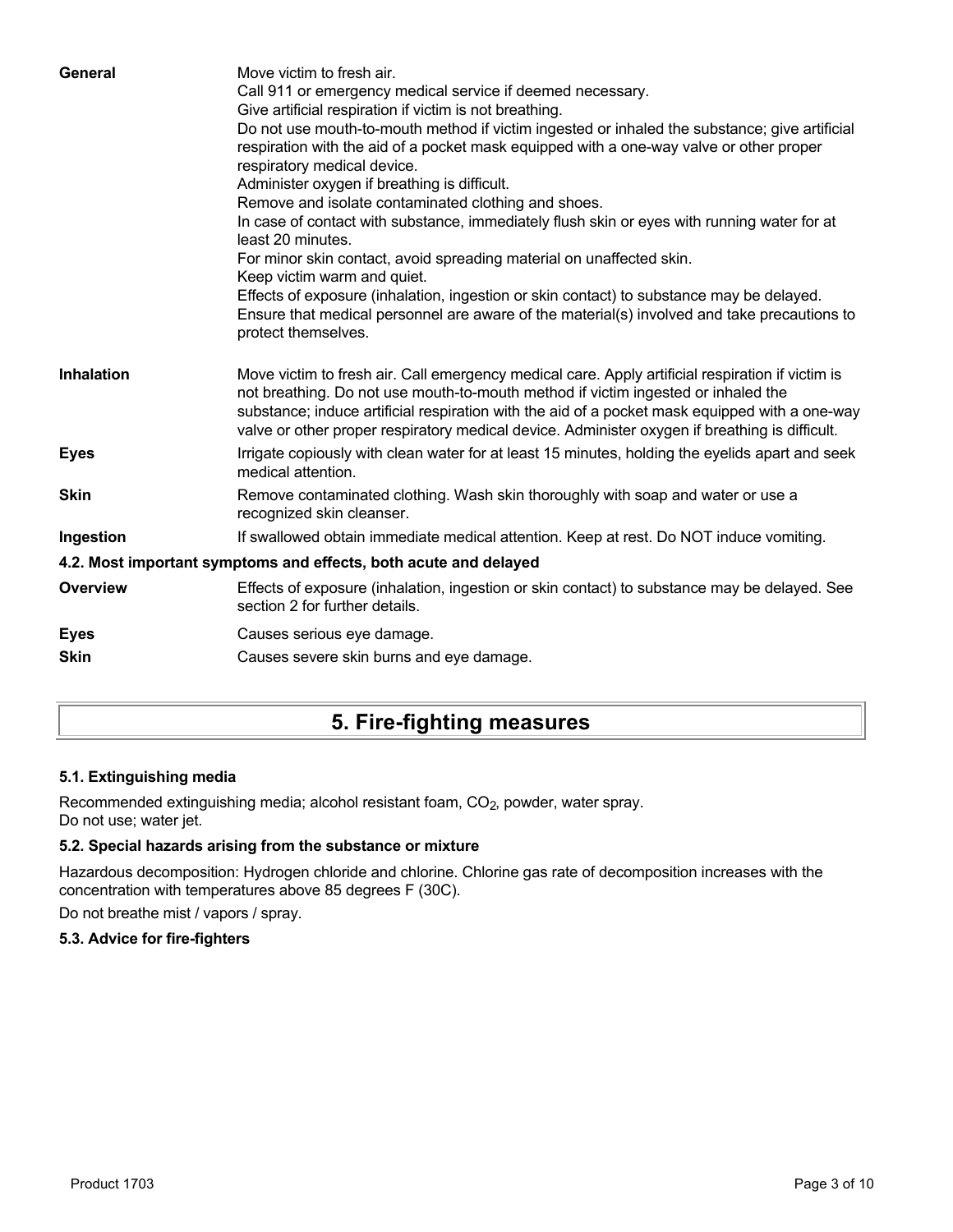| | |
|---|---|
| **General** | Move victim to fresh air.<br>Call 911 or emergency medical service if deemed necessary.<br>Give artificial respiration if victim is not breathing.<br>Do not use mouth-to-mouth method if victim ingested or inhaled the substance; give artificial respiration with the aid of a pocket mask equipped with a one-way valve or other proper respiratory medical device.<br>Administer oxygen if breathing is difficult.<br>Remove and isolate contaminated clothing and shoes.<br>In case of contact with substance, immediately flush skin or eyes with running water for at least 20 minutes.<br>For minor skin contact, avoid spreading material on unaffected skin.<br>Keep victim warm and quiet.<br>Effects of exposure (inhalation, ingestion or skin contact) to substance may be delayed.<br>Ensure that medical personnel are aware of the material(s) involved and take precautions to protect themselves. |
| **Inhalation** | Move victim to fresh air. Call emergency medical care. Apply artificial respiration if victim is not breathing. Do not use mouth-to-mouth method if victim ingested or inhaled the substance; induce artificial respiration with the aid of a pocket mask equipped with a one-way valve or other proper respiratory medical device. Administer oxygen if breathing is difficult. |
| **Eyes** | Irrigate copiously with clean water for at least 15 minutes, holding the eyelids apart and seek medical attention. |
| **Skin** | Remove contaminated clothing. Wash skin thoroughly with soap and water or use a recognized skin cleanser. |
| **Ingestion** | If swallowed obtain immediate medical attention. Keep at rest. Do NOT induce vomiting. |

### 4.2. Most important symptoms and effects, both acute and delayed

| | |
|---|---|
| **Overview** | Effects of exposure (inhalation, ingestion or skin contact) to substance may be delayed. See section 2 for further details. |
| **Eyes** | Causes serious eye damage. |
| **Skin** | Causes severe skin burns and eye damage. |

## 5. Fire-fighting measures

### 5.1. Extinguishing media

Recommended extinguishing media; alcohol resistant foam, $CO_2$, powder, water spray.
Do not use; water jet.

### 5.2. Special hazards arising from the substance or mixture

Hazardous decomposition: Hydrogen chloride and chlorine. Chlorine gas rate of decomposition increases with the concentration with temperatures above 85 degrees F (30C).

Do not breathe mist / vapors / spray.

### 5.3. Advice for fire-fighters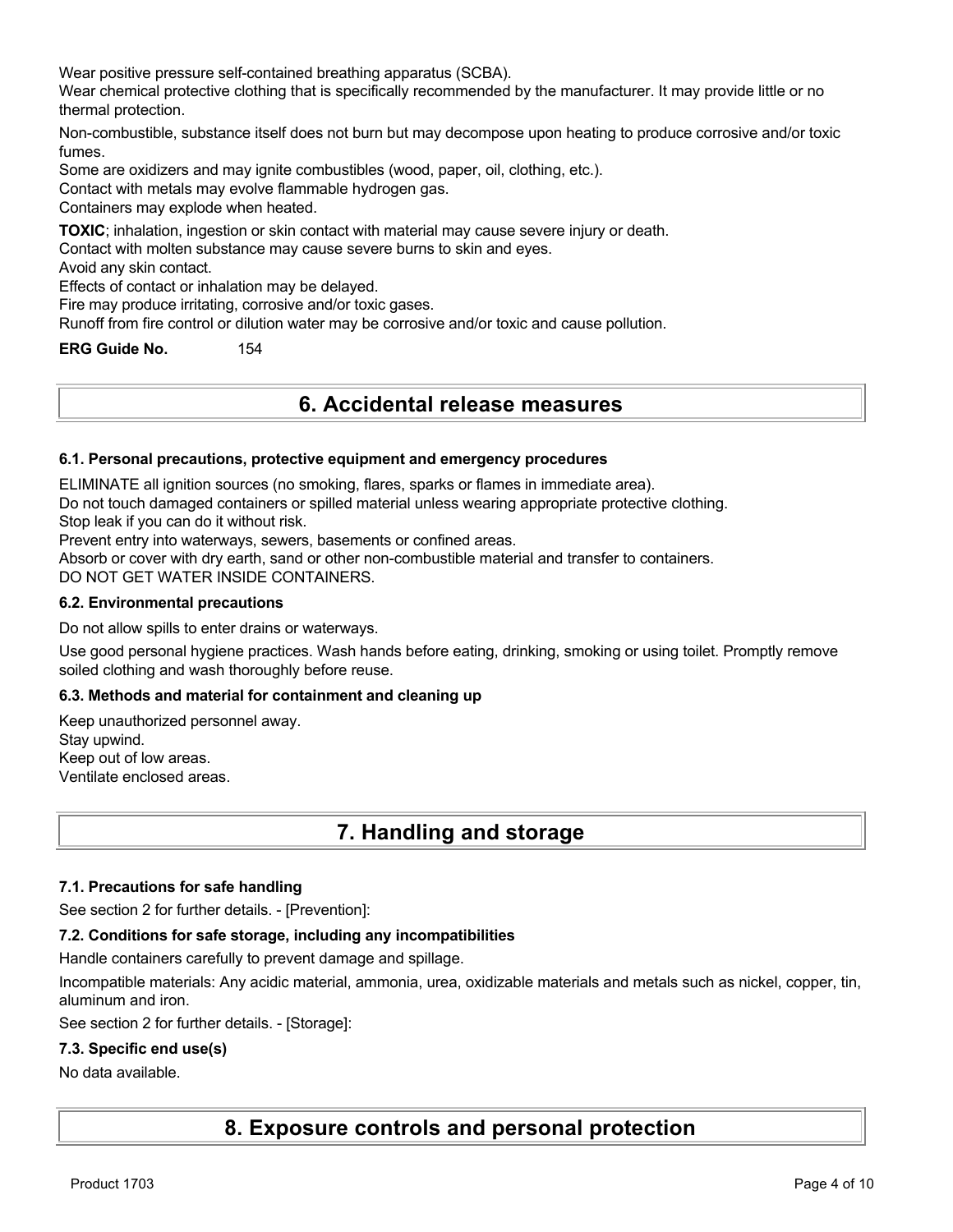Wear positive pressure self-contained breathing apparatus (SCBA).
Wear chemical protective clothing that is specifically recommended by the manufacturer. It may provide little or no thermal protection.

Non-combustible, substance itself does not burn but may decompose upon heating to produce corrosive and/or toxic fumes.
Some are oxidizers and may ignite combustibles (wood, paper, oil, clothing, etc.).
Contact with metals may evolve flammable hydrogen gas.
Containers may explode when heated.

**TOXIC**; inhalation, ingestion or skin contact with material may cause severe injury or death.
Contact with molten substance may cause severe burns to skin and eyes.
Avoid any skin contact.
Effects of contact or inhalation may be delayed.
Fire may produce irritating, corrosive and/or toxic gases.
Runoff from fire control or dilution water may be corrosive and/or toxic and cause pollution.

**ERG Guide No.** 154

# 6. Accidental release measures

### 6.1. Personal precautions, protective equipment and emergency procedures

ELIMINATE all ignition sources (no smoking, flares, sparks or flames in immediate area).
Do not touch damaged containers or spilled material unless wearing appropriate protective clothing.
Stop leak if you can do it without risk.
Prevent entry into waterways, sewers, basements or confined areas.
Absorb or cover with dry earth, sand or other non-combustible material and transfer to containers.
DO NOT GET WATER INSIDE CONTAINERS.

### 6.2. Environmental precautions

Do not allow spills to enter drains or waterways.

Use good personal hygiene practices. Wash hands before eating, drinking, smoking or using toilet. Promptly remove soiled clothing and wash thoroughly before reuse.

### 6.3. Methods and material for containment and cleaning up

Keep unauthorized personnel away.
Stay upwind.
Keep out of low areas.
Ventilate enclosed areas.

# 7. Handling and storage

### 7.1. Precautions for safe handling

See section 2 for further details. - [Prevention]:

### 7.2. Conditions for safe storage, including any incompatibilities

Handle containers carefully to prevent damage and spillage.

Incompatible materials: Any acidic material, ammonia, urea, oxidizable materials and metals such as nickel, copper, tin, aluminum and iron.

See section 2 for further details. - [Storage]:

### 7.3. Specific end use(s)

No data available.

# 8. Exposure controls and personal protection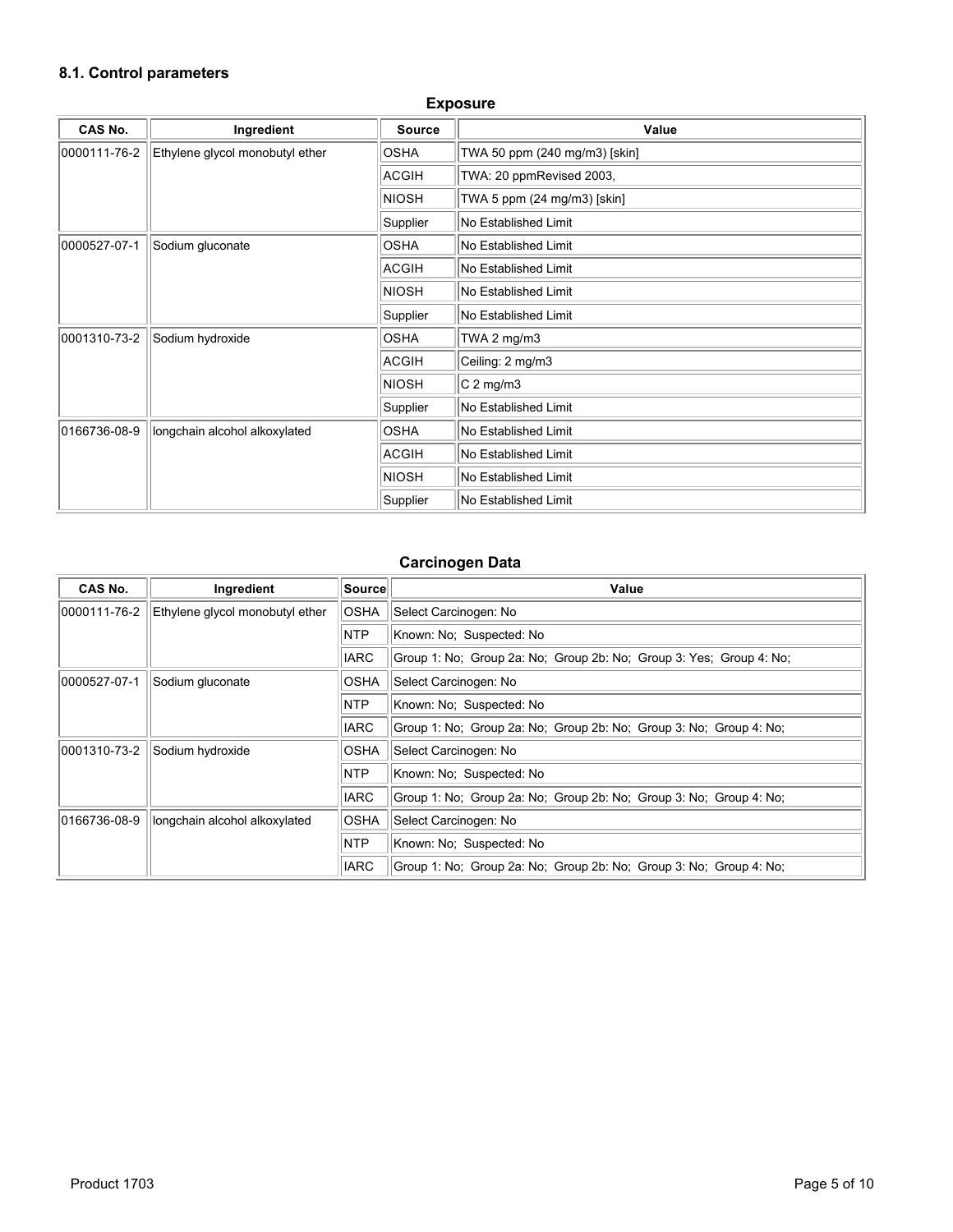### 8.1. Control parameters

**Exposure**

| CAS No. | Ingredient | Source | Value |
|---|---|---|---|
| 0000111-76-2 | Ethylene glycol monobutyl ether | OSHA | TWA 50 ppm (240 mg/m3) [skin] |
| | | ACGIH | TWA: 20 ppmRevised 2003, |
| | | NIOSH | TWA 5 ppm (24 mg/m3) [skin] |
| | | Supplier | No Established Limit |
| 0000527-07-1 | Sodium gluconate | OSHA | No Established Limit |
| | | ACGIH | No Established Limit |
| | | NIOSH | No Established Limit |
| | | Supplier | No Established Limit |
| 0001310-73-2 | Sodium hydroxide | OSHA | TWA 2 mg/m3 |
| | | ACGIH | Ceiling: 2 mg/m3 |
| | | NIOSH | C 2 mg/m3 |
| | | Supplier | No Established Limit |
| 0166736-08-9 | longchain alcohol alkoxylated | OSHA | No Established Limit |
| | | ACGIH | No Established Limit |
| | | NIOSH | No Established Limit |
| | | Supplier | No Established Limit |

**Carcinogen Data**

| CAS No. | Ingredient | Source | Value |
|---|---|---|---|
| 0000111-76-2 | Ethylene glycol monobutyl ether | OSHA | Select Carcinogen: No |
| | | NTP | Known: No; Suspected: No |
| | | IARC | Group 1: No; Group 2a: No; Group 2b: No; Group 3: Yes; Group 4: No; |
| 0000527-07-1 | Sodium gluconate | OSHA | Select Carcinogen: No |
| | | NTP | Known: No; Suspected: No |
| | | IARC | Group 1: No; Group 2a: No; Group 2b: No; Group 3: No; Group 4: No; |
| 0001310-73-2 | Sodium hydroxide | OSHA | Select Carcinogen: No |
| | | NTP | Known: No; Suspected: No |
| | | IARC | Group 1: No; Group 2a: No; Group 2b: No; Group 3: No; Group 4: No; |
| 0166736-08-9 | longchain alcohol alkoxylated | OSHA | Select Carcinogen: No |
| | | NTP | Known: No; Suspected: No |
| | | IARC | Group 1: No; Group 2a: No; Group 2b: No; Group 3: No; Group 4: No; |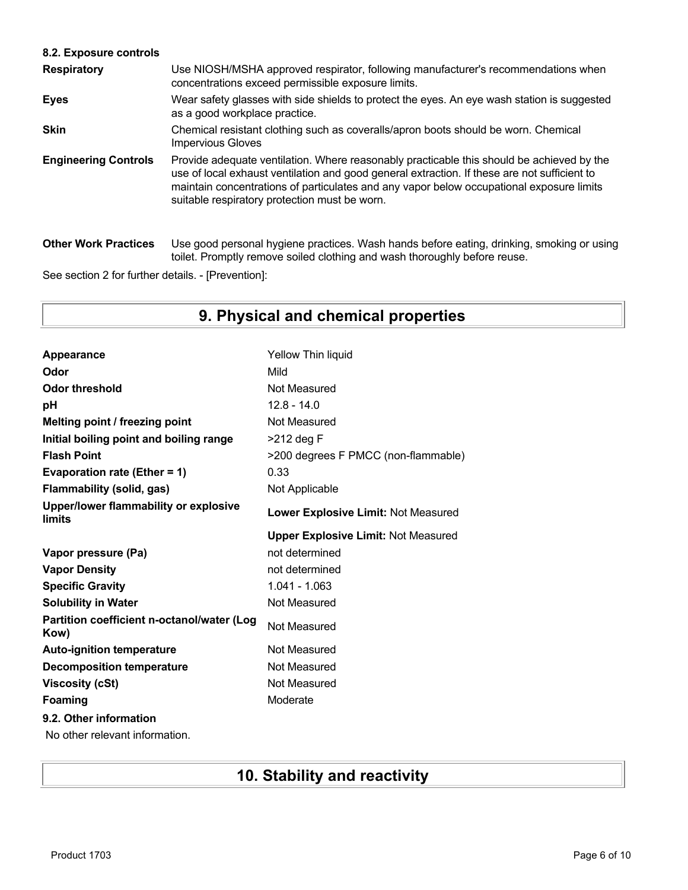**8.2. Exposure controls**

| | |
|---|---|
| **Respiratory** | Use NIOSH/MSHA approved respirator, following manufacturer's recommendations when concentrations exceed permissible exposure limits. |
| **Eyes** | Wear safety glasses with side shields to protect the eyes. An eye wash station is suggested as a good workplace practice. |
| **Skin** | Chemical resistant clothing such as coveralls/apron boots should be worn. Chemical Impervious Gloves |
| **Engineering Controls** | Provide adequate ventilation. Where reasonably practicable this should be achieved by the use of local exhaust ventilation and good general extraction. If these are not sufficient to maintain concentrations of particulates and any vapor below occupational exposure limits suitable respiratory protection must be worn. |
| **Other Work Practices** | Use good personal hygiene practices. Wash hands before eating, drinking, smoking or using toilet. Promptly remove soiled clothing and wash thoroughly before reuse. |

See section 2 for further details. - [Prevention]:

# 9. Physical and chemical properties

| | |
|---|---|
| **Appearance** | Yellow Thin liquid |
| **Odor** | Mild |
| **Odor threshold** | Not Measured |
| **pH** | 12.8 - 14.0 |
| **Melting point / freezing point** | Not Measured |
| **Initial boiling point and boiling range** | >212 deg F |
| **Flash Point** | >200 degrees F PMCC (non-flammable) |
| **Evaporation rate (Ether = 1)** | 0.33 |
| **Flammability (solid, gas)** | Not Applicable |
| **Upper/lower flammability or explosive limits** | **Lower Explosive Limit:** Not Measured |
| | **Upper Explosive Limit:** Not Measured |
| **Vapor pressure (Pa)** | not determined |
| **Vapor Density** | not determined |
| **Specific Gravity** | 1.041 - 1.063 |
| **Solubility in Water** | Not Measured |
| **Partition coefficient n-octanol/water (Log Kow)** | Not Measured |
| **Auto-ignition temperature** | Not Measured |
| **Decomposition temperature** | Not Measured |
| **Viscosity (cSt)** | Not Measured |
| **Foaming** | Moderate |

**9.2. Other information**

No other relevant information.

# 10. Stability and reactivity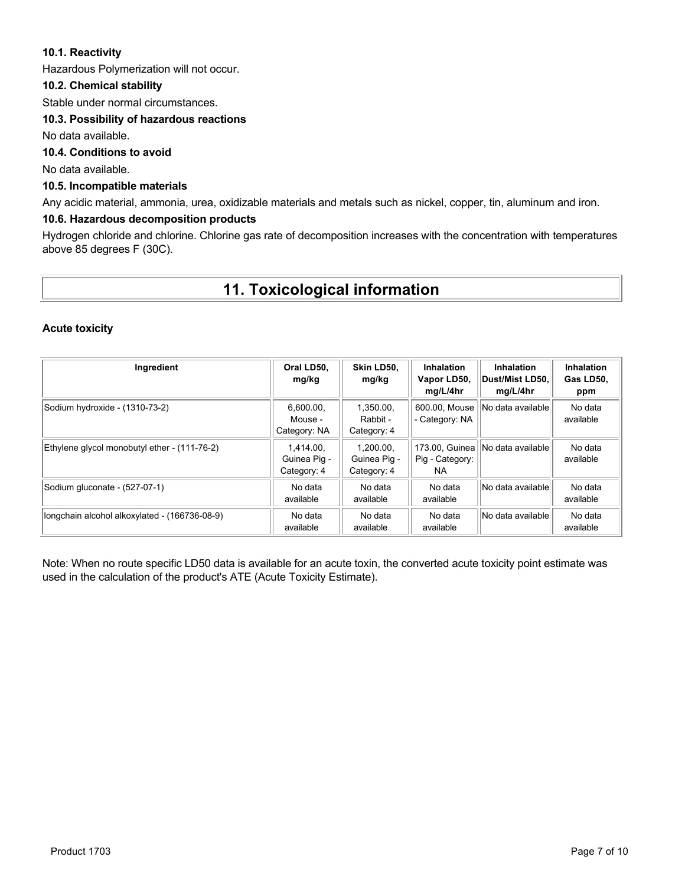### 10.1. Reactivity

Hazardous Polymerization will not occur.

### 10.2. Chemical stability

Stable under normal circumstances.

### 10.3. Possibility of hazardous reactions

No data available.

### 10.4. Conditions to avoid

No data available.

### 10.5. Incompatible materials

Any acidic material, ammonia, urea, oxidizable materials and metals such as nickel, copper, tin, aluminum and iron.

### 10.6. Hazardous decomposition products

Hydrogen chloride and chlorine. Chlorine gas rate of decomposition increases with the concentration with temperatures above 85 degrees F (30C).

## 11. Toxicological information

**Acute toxicity**

| Ingredient | Oral LD50, mg/kg | Skin LD50, mg/kg | Inhalation Vapor LD50, mg/L/4hr | Inhalation Dust/Mist LD50, mg/L/4hr | Inhalation Gas LD50, ppm |
|---|---|---|---|---|---|
| Sodium hydroxide - (1310-73-2) | 6,600.00, Mouse - Category: NA | 1,350.00, Rabbit - Category: 4 | 600.00, Mouse - Category: NA | No data available | No data available |
| Ethylene glycol monobutyl ether - (111-76-2) | 1,414.00, Guinea Pig - Category: 4 | 1,200.00, Guinea Pig - Category: 4 | 173.00, Guinea Pig - Category: NA | No data available | No data available |
| Sodium gluconate - (527-07-1) | No data available | No data available | No data available | No data available | No data available |
| longchain alcohol alkoxylated - (166736-08-9) | No data available | No data available | No data available | No data available | No data available |

Note: When no route specific LD50 data is available for an acute toxin, the converted acute toxicity point estimate was used in the calculation of the product's ATE (Acute Toxicity Estimate).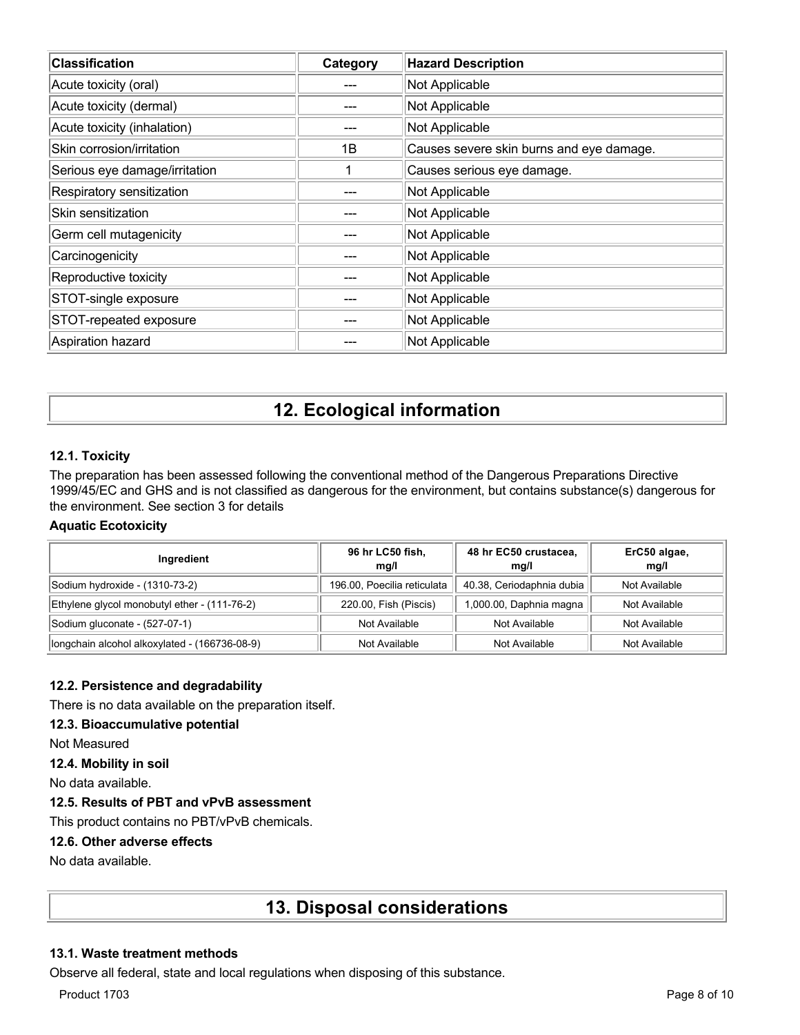| Classification | Category | Hazard Description |
| --- | --- | --- |
| Acute toxicity (oral) | --- | Not Applicable |
| Acute toxicity (dermal) | --- | Not Applicable |
| Acute toxicity (inhalation) | --- | Not Applicable |
| Skin corrosion/irritation | 1B | Causes severe skin burns and eye damage. |
| Serious eye damage/irritation | 1 | Causes serious eye damage. |
| Respiratory sensitization | --- | Not Applicable |
| Skin sensitization | --- | Not Applicable |
| Germ cell mutagenicity | --- | Not Applicable |
| Carcinogenicity | --- | Not Applicable |
| Reproductive toxicity | --- | Not Applicable |
| STOT-single exposure | --- | Not Applicable |
| STOT-repeated exposure | --- | Not Applicable |
| Aspiration hazard | --- | Not Applicable |

# 12. Ecological information

### 12.1. Toxicity

The preparation has been assessed following the conventional method of the Dangerous Preparations Directive 1999/45/EC and GHS and is not classified as dangerous for the environment, but contains substance(s) dangerous for the environment. See section 3 for details

**Aquatic Ecotoxicity**

| Ingredient | 96 hr LC50 fish, mg/l | 48 hr EC50 crustacea, mg/l | ErC50 algae, mg/l |
| --- | --- | --- | --- |
| Sodium hydroxide - (1310-73-2) | 196.00, Poecilia reticulata | 40.38, Ceriodaphnia dubia | Not Available |
| Ethylene glycol monobutyl ether - (111-76-2) | 220.00, Fish (Piscis) | 1,000.00, Daphnia magna | Not Available |
| Sodium gluconate - (527-07-1) | Not Available | Not Available | Not Available |
| longchain alcohol alkoxylated - (166736-08-9) | Not Available | Not Available | Not Available |

### 12.2. Persistence and degradability

There is no data available on the preparation itself.

### 12.3. Bioaccumulative potential

Not Measured

### 12.4. Mobility in soil

No data available.

### 12.5. Results of PBT and vPvB assessment

This product contains no PBT/vPvB chemicals.

### 12.6. Other adverse effects

No data available.

# 13. Disposal considerations

### 13.1. Waste treatment methods

Observe all federal, state and local regulations when disposing of this substance.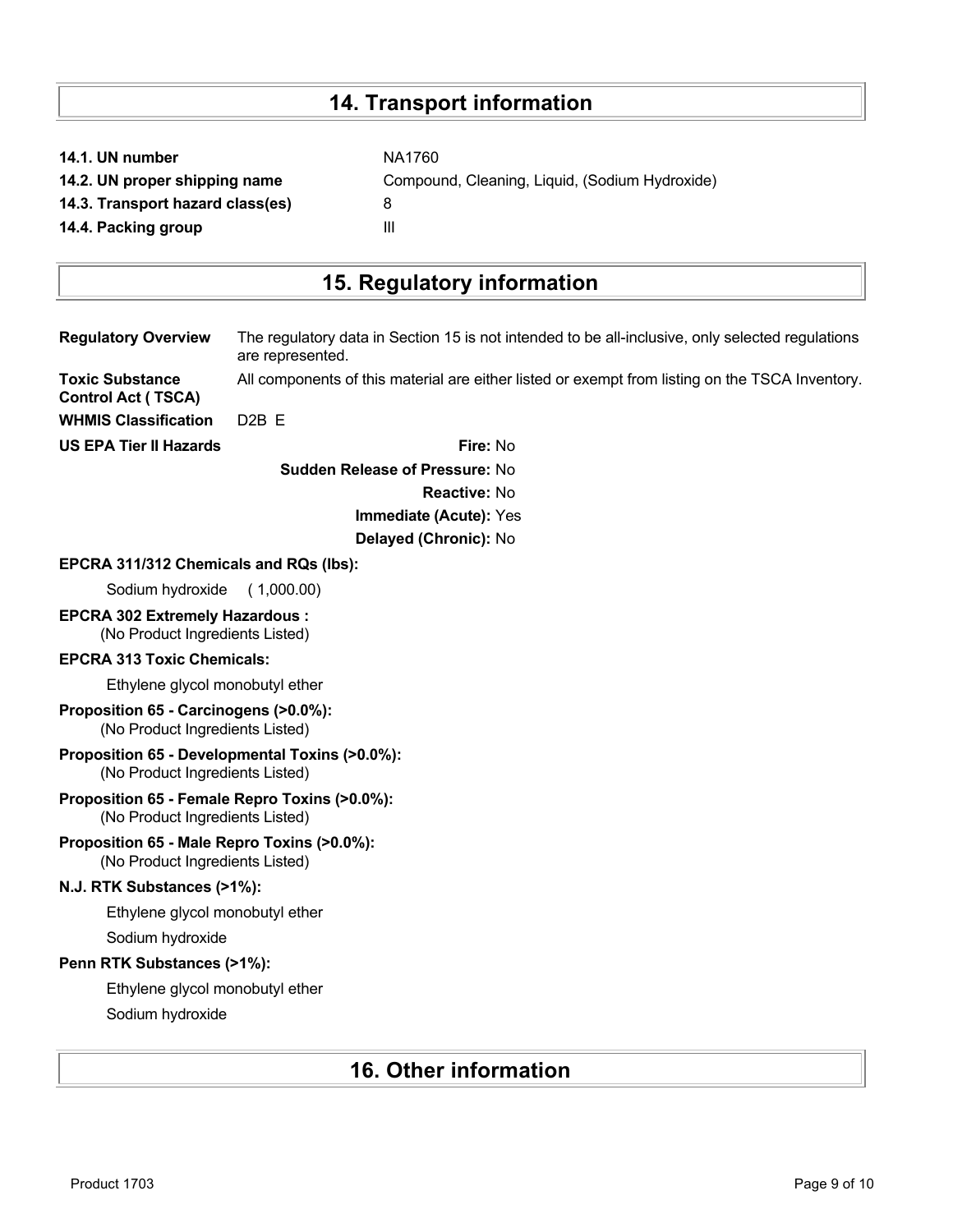## 14. Transport information

| | |
|---|---|
| **14.1. UN number** | NA1760 |
| **14.2. UN proper shipping name** | Compound, Cleaning, Liquid, (Sodium Hydroxide) |
| **14.3. Transport hazard class(es)** | 8 |
| **14.4. Packing group** | III |

## 15. Regulatory information

**Regulatory Overview** The regulatory data in Section 15 is not intended to be all-inclusive, only selected regulations are represented.

**Toxic Substance Control Act ( TSCA)** All components of this material are either listed or exempt from listing on the TSCA Inventory.

**WHMIS Classification** D2B E

**US EPA Tier II Hazards**

**Fire:** No

**Sudden Release of Pressure:** No

**Reactive:** No

**Immediate (Acute):** Yes

**Delayed (Chronic):** No

**EPCRA 311/312 Chemicals and RQs (lbs):**

Sodium hydroxide ( 1,000.00)

**EPCRA 302 Extremely Hazardous :**
(No Product Ingredients Listed)

**EPCRA 313 Toxic Chemicals:**

Ethylene glycol monobutyl ether

**Proposition 65 - Carcinogens (>0.0%):**
(No Product Ingredients Listed)

**Proposition 65 - Developmental Toxins (>0.0%):**
(No Product Ingredients Listed)

**Proposition 65 - Female Repro Toxins (>0.0%):**
(No Product Ingredients Listed)

**Proposition 65 - Male Repro Toxins (>0.0%):**
(No Product Ingredients Listed)

**N.J. RTK Substances (>1%):**

Ethylene glycol monobutyl ether

Sodium hydroxide

**Penn RTK Substances (>1%):**

Ethylene glycol monobutyl ether

Sodium hydroxide

## 16. Other information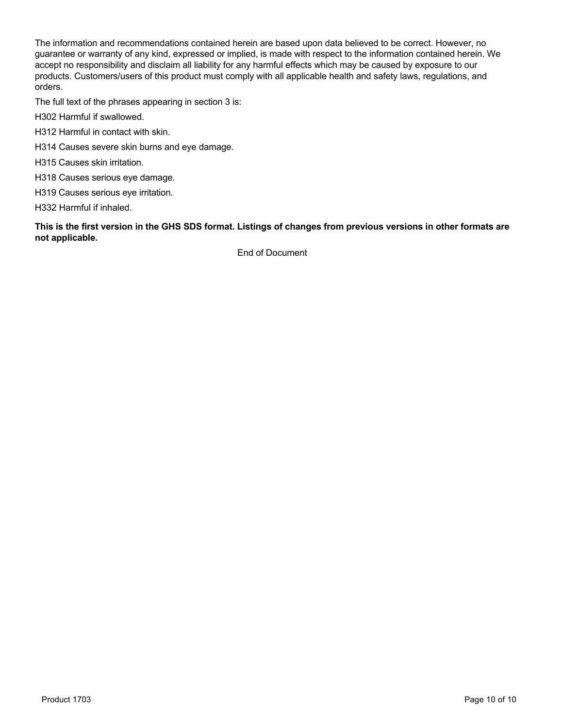The information and recommendations contained herein are based upon data believed to be correct. However, no guarantee or warranty of any kind, expressed or implied, is made with respect to the information contained herein. We accept no responsibility and disclaim all liability for any harmful effects which may be caused by exposure to our products. Customers/users of this product must comply with all applicable health and safety laws, regulations, and orders.

The full text of the phrases appearing in section 3 is:

H302 Harmful if swallowed.

H312 Harmful in contact with skin.

H314 Causes severe skin burns and eye damage.

H315 Causes skin irritation.

H318 Causes serious eye damage.

H319 Causes serious eye irritation.

H332 Harmful if inhaled.

**This is the first version in the GHS SDS format. Listings of changes from previous versions in other formats are not applicable.**

End of Document